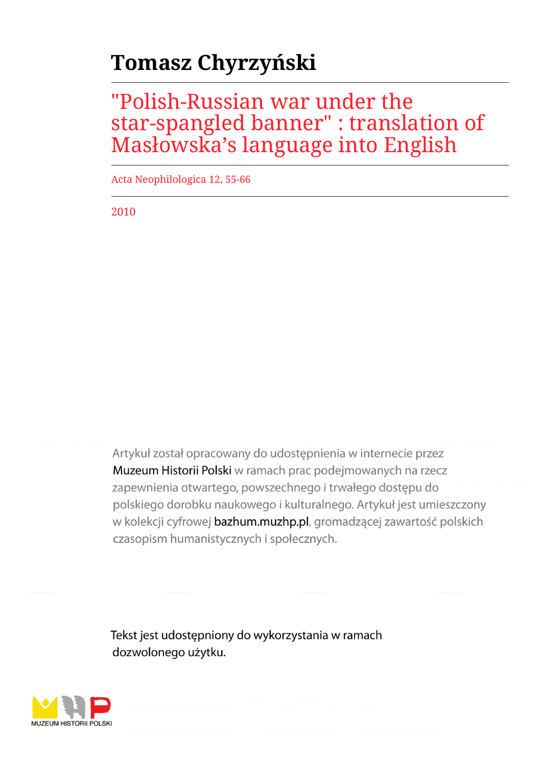# Tomasz Chyrzyński

## "Polish-Russian war under the star-spangled banner" : translation of Masłowska's language into English

Acta Neophilologica 12, 55-66

2010

Artykuł został opracowany do udostępnienia w internecie przez Muzeum Historii Polski w ramach prac podejmowanych na rzecz zapewnienia otwartego, powszechnego i trwałego dostępu do polskiego dorobku naukowego i kulturalnego. Artykuł jest umieszczony w kolekcji cyfrowej bazhum.muzhp.pl, gromadzącej zawartość polskich czasopism humanistycznych i społecznych.

Tekst jest udostępniony do wykorzystania w ramach dozwolonego użytku.

MUZEUM HISTORII POLSKI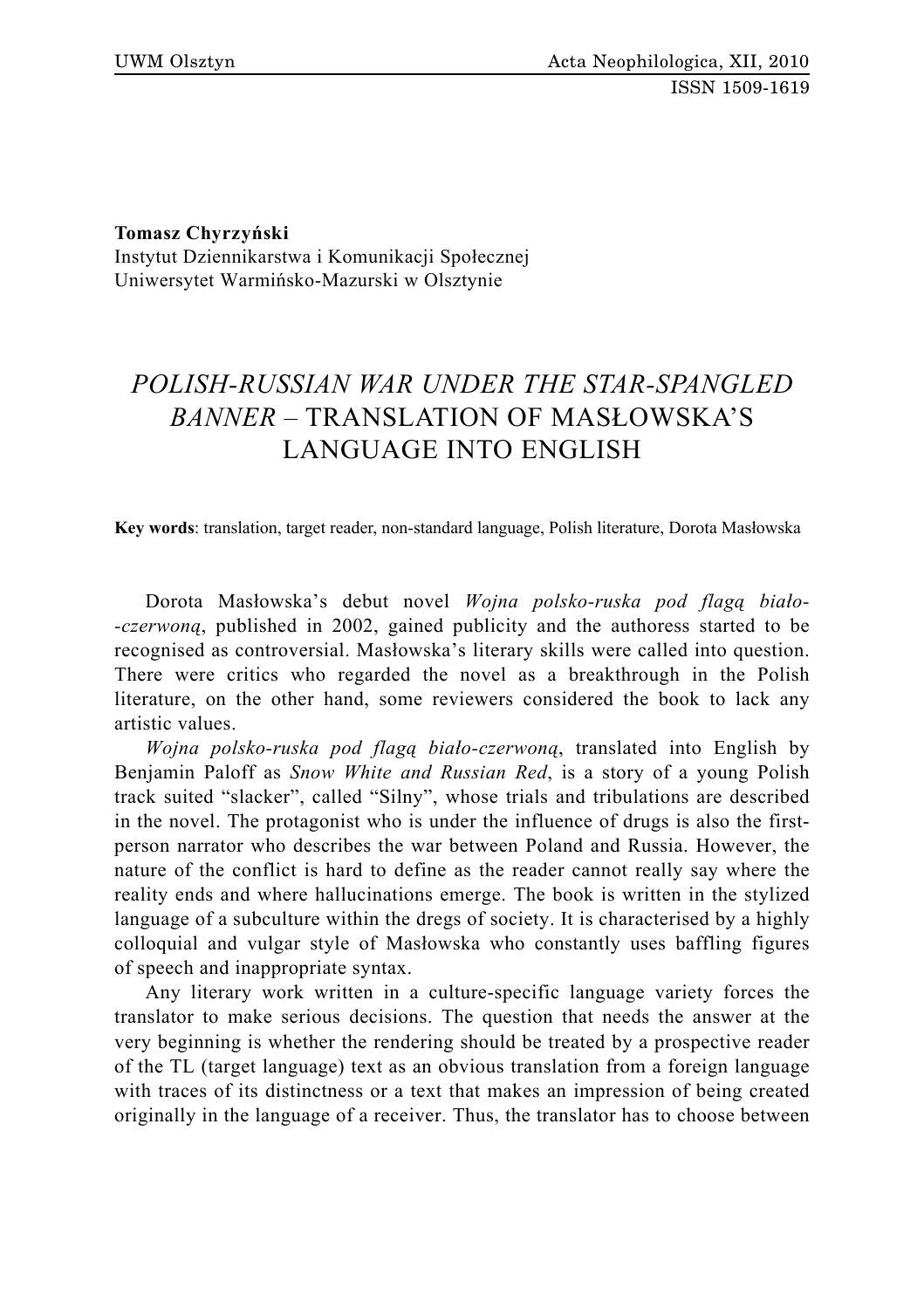**Tomasz Chyrzyński**
Instytut Dziennikarstwa i Komunikacji Społecznej
Uniwersytet Warmińsko-Mazurski w Olsztynie

# *POLISH-RUSSIAN WAR UNDER THE STAR-SPANGLED BANNER* – TRANSLATION OF MASŁOWSKA'S LANGUAGE INTO ENGLISH

**Key words**: translation, target reader, non-standard language, Polish literature, Dorota Masłowska

Dorota Masłowska's debut novel *Wojna polsko-ruska pod flagą biało-czerwoną*, published in 2002, gained publicity and the authoress started to be recognised as controversial. Masłowska's literary skills were called into question. There were critics who regarded the novel as a breakthrough in the Polish literature, on the other hand, some reviewers considered the book to lack any artistic values.

*Wojna polsko-ruska pod flagą biało-czerwoną*, translated into English by Benjamin Paloff as *Snow White and Russian Red*, is a story of a young Polish track suited "slacker", called "Silny", whose trials and tribulations are described in the novel. The protagonist who is under the influence of drugs is also the first-person narrator who describes the war between Poland and Russia. However, the nature of the conflict is hard to define as the reader cannot really say where the reality ends and where hallucinations emerge. The book is written in the stylized language of a subculture within the dregs of society. It is characterised by a highly colloquial and vulgar style of Masłowska who constantly uses baffling figures of speech and inappropriate syntax.

Any literary work written in a culture-specific language variety forces the translator to make serious decisions. The question that needs the answer at the very beginning is whether the rendering should be treated by a prospective reader of the TL (target language) text as an obvious translation from a foreign language with traces of its distinctness or a text that makes an impression of being created originally in the language of a receiver. Thus, the translator has to choose between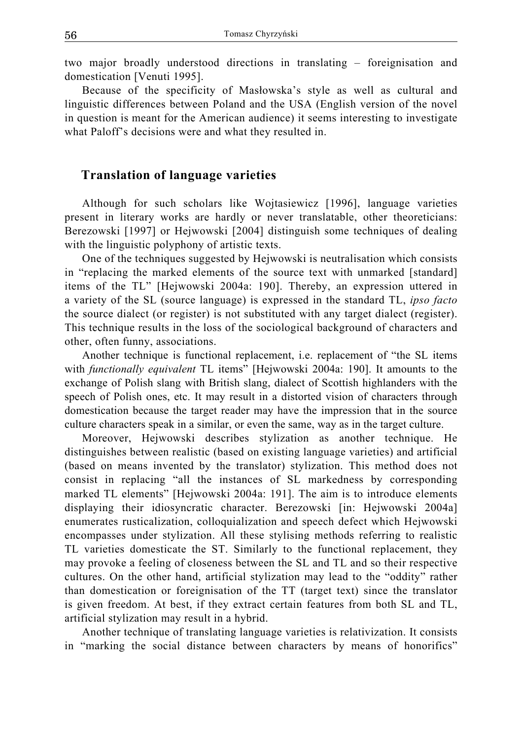two major broadly understood directions in translating – foreignisation and domestication [Venuti 1995].

Because of the specificity of Masłowska's style as well as cultural and linguistic differences between Poland and the USA (English version of the novel in question is meant for the American audience) it seems interesting to investigate what Paloff's decisions were and what they resulted in.

## Translation of language varieties

Although for such scholars like Wojtasiewicz [1996], language varieties present in literary works are hardly or never translatable, other theoreticians: Berezowski [1997] or Hejwowski [2004] distinguish some techniques of dealing with the linguistic polyphony of artistic texts.

One of the techniques suggested by Hejwowski is neutralisation which consists in "replacing the marked elements of the source text with unmarked [standard] items of the TL" [Hejwowski 2004a: 190]. Thereby, an expression uttered in a variety of the SL (source language) is expressed in the standard TL, *ipso facto* the source dialect (or register) is not substituted with any target dialect (register). This technique results in the loss of the sociological background of characters and other, often funny, associations.

Another technique is functional replacement, i.e. replacement of "the SL items with *functionally equivalent* TL items" [Hejwowski 2004a: 190]. It amounts to the exchange of Polish slang with British slang, dialect of Scottish highlanders with the speech of Polish ones, etc. It may result in a distorted vision of characters through domestication because the target reader may have the impression that in the source culture characters speak in a similar, or even the same, way as in the target culture.

Moreover, Hejwowski describes stylization as another technique. He distinguishes between realistic (based on existing language varieties) and artificial (based on means invented by the translator) stylization. This method does not consist in replacing "all the instances of SL markedness by corresponding marked TL elements" [Hejwowski 2004a: 191]. The aim is to introduce elements displaying their idiosyncratic character. Berezowski [in: Hejwowski 2004a] enumerates rusticalization, colloquialization and speech defect which Hejwowski encompasses under stylization. All these stylising methods referring to realistic TL varieties domesticate the ST. Similarly to the functional replacement, they may provoke a feeling of closeness between the SL and TL and so their respective cultures. On the other hand, artificial stylization may lead to the "oddity" rather than domestication or foreignisation of the TT (target text) since the translator is given freedom. At best, if they extract certain features from both SL and TL, artificial stylization may result in a hybrid.

Another technique of translating language varieties is relativization. It consists in "marking the social distance between characters by means of honorifics"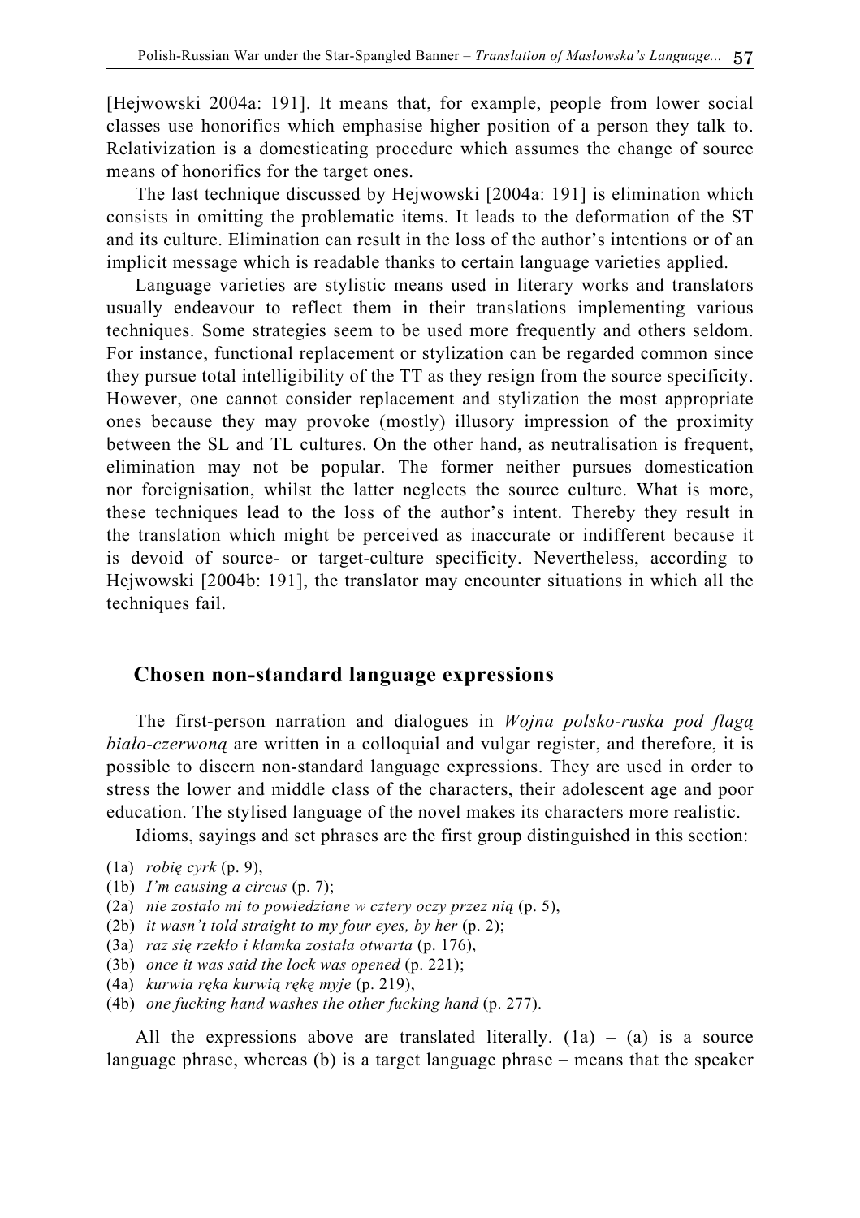[Hejwowski 2004a: 191]. It means that, for example, people from lower social classes use honorifics which emphasise higher position of a person they talk to. Relativization is a domesticating procedure which assumes the change of source means of honorifics for the target ones.

The last technique discussed by Hejwowski [2004a: 191] is elimination which consists in omitting the problematic items. It leads to the deformation of the ST and its culture. Elimination can result in the loss of the author's intentions or of an implicit message which is readable thanks to certain language varieties applied.

Language varieties are stylistic means used in literary works and translators usually endeavour to reflect them in their translations implementing various techniques. Some strategies seem to be used more frequently and others seldom. For instance, functional replacement or stylization can be regarded common since they pursue total intelligibility of the TT as they resign from the source specificity. However, one cannot consider replacement and stylization the most appropriate ones because they may provoke (mostly) illusory impression of the proximity between the SL and TL cultures. On the other hand, as neutralisation is frequent, elimination may not be popular. The former neither pursues domestication nor foreignisation, whilst the latter neglects the source culture. What is more, these techniques lead to the loss of the author's intent. Thereby they result in the translation which might be perceived as inaccurate or indifferent because it is devoid of source- or target-culture specificity. Nevertheless, according to Hejwowski [2004b: 191], the translator may encounter situations in which all the techniques fail.

## Chosen non-standard language expressions

The first-person narration and dialogues in *Wojna polsko-ruska pod flagą biało-czerwoną* are written in a colloquial and vulgar register, and therefore, it is possible to discern non-standard language expressions. They are used in order to stress the lower and middle class of the characters, their adolescent age and poor education. The stylised language of the novel makes its characters more realistic.

Idioms, sayings and set phrases are the first group distinguished in this section:

(1a) *robię cyrk* (p. 9),
(1b) *I'm causing a circus* (p. 7);
(2a) *nie zostało mi to powiedziane w cztery oczy przez nią* (p. 5),
(2b) *it wasn't told straight to my four eyes, by her* (p. 2);
(3a) *raz się rzekło i klamka została otwarta* (p. 176),
(3b) *once it was said the lock was opened* (p. 221);
(4a) *kurwia ręka kurwią rękę myje* (p. 219),
(4b) *one fucking hand washes the other fucking hand* (p. 277).

All the expressions above are translated literally. (1a) – (a) is a source language phrase, whereas (b) is a target language phrase – means that the speaker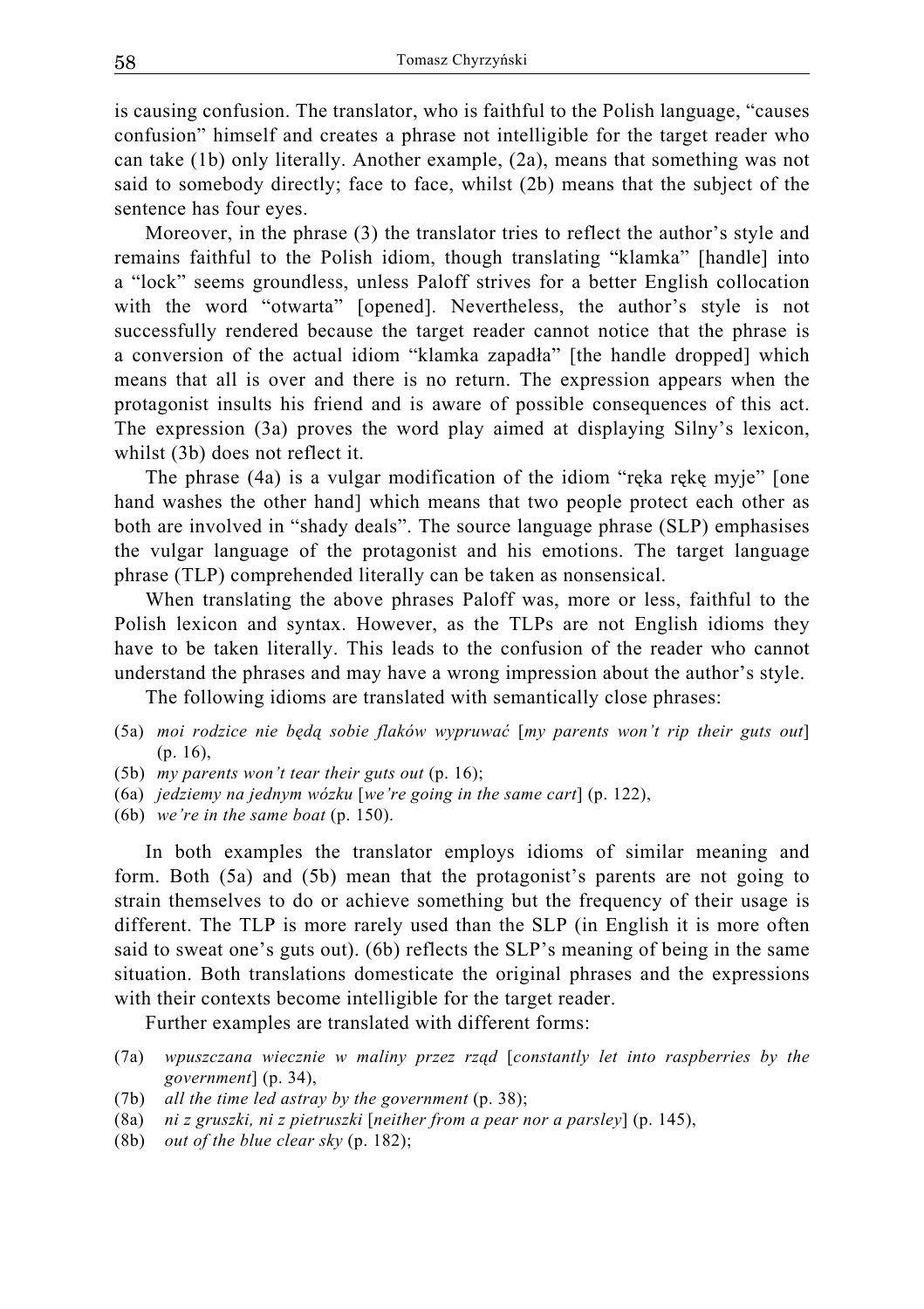is causing confusion. The translator, who is faithful to the Polish language, "causes confusion" himself and creates a phrase not intelligible for the target reader who can take (1b) only literally. Another example, (2a), means that something was not said to somebody directly; face to face, whilst (2b) means that the subject of the sentence has four eyes.

Moreover, in the phrase (3) the translator tries to reflect the author's style and remains faithful to the Polish idiom, though translating "klamka" [handle] into a "lock" seems groundless, unless Paloff strives for a better English collocation with the word "otwarta" [opened]. Nevertheless, the author's style is not successfully rendered because the target reader cannot notice that the phrase is a conversion of the actual idiom "klamka zapadła" [the handle dropped] which means that all is over and there is no return. The expression appears when the protagonist insults his friend and is aware of possible consequences of this act. The expression (3a) proves the word play aimed at displaying Silny's lexicon, whilst (3b) does not reflect it.

The phrase (4a) is a vulgar modification of the idiom "ręka rękę myje" [one hand washes the other hand] which means that two people protect each other as both are involved in "shady deals". The source language phrase (SLP) emphasises the vulgar language of the protagonist and his emotions. The target language phrase (TLP) comprehended literally can be taken as nonsensical.

When translating the above phrases Paloff was, more or less, faithful to the Polish lexicon and syntax. However, as the TLPs are not English idioms they have to be taken literally. This leads to the confusion of the reader who cannot understand the phrases and may have a wrong impression about the author's style.

The following idioms are translated with semantically close phrases:

(5a) *moi rodzice nie będą sobie flaków wypruwać* [*my parents won't rip their guts out*] (p. 16),
(5b) *my parents won't tear their guts out* (p. 16);
(6a) *jedziemy na jednym wózku* [*we're going in the same cart*] (p. 122),
(6b) *we're in the same boat* (p. 150).

In both examples the translator employs idioms of similar meaning and form. Both (5a) and (5b) mean that the protagonist's parents are not going to strain themselves to do or achieve something but the frequency of their usage is different. The TLP is more rarely used than the SLP (in English it is more often said to sweat one's guts out). (6b) reflects the SLP's meaning of being in the same situation. Both translations domesticate the original phrases and the expressions with their contexts become intelligible for the target reader.

Further examples are translated with different forms:

(7a) *wpuszczana wiecznie w maliny przez rząd* [*constantly let into raspberries by the government*] (p. 34),
(7b) *all the time led astray by the government* (p. 38);
(8a) *ni z gruszki, ni z pietruszki* [*neither from a pear nor a parsley*] (p. 145),
(8b) *out of the blue clear sky* (p. 182);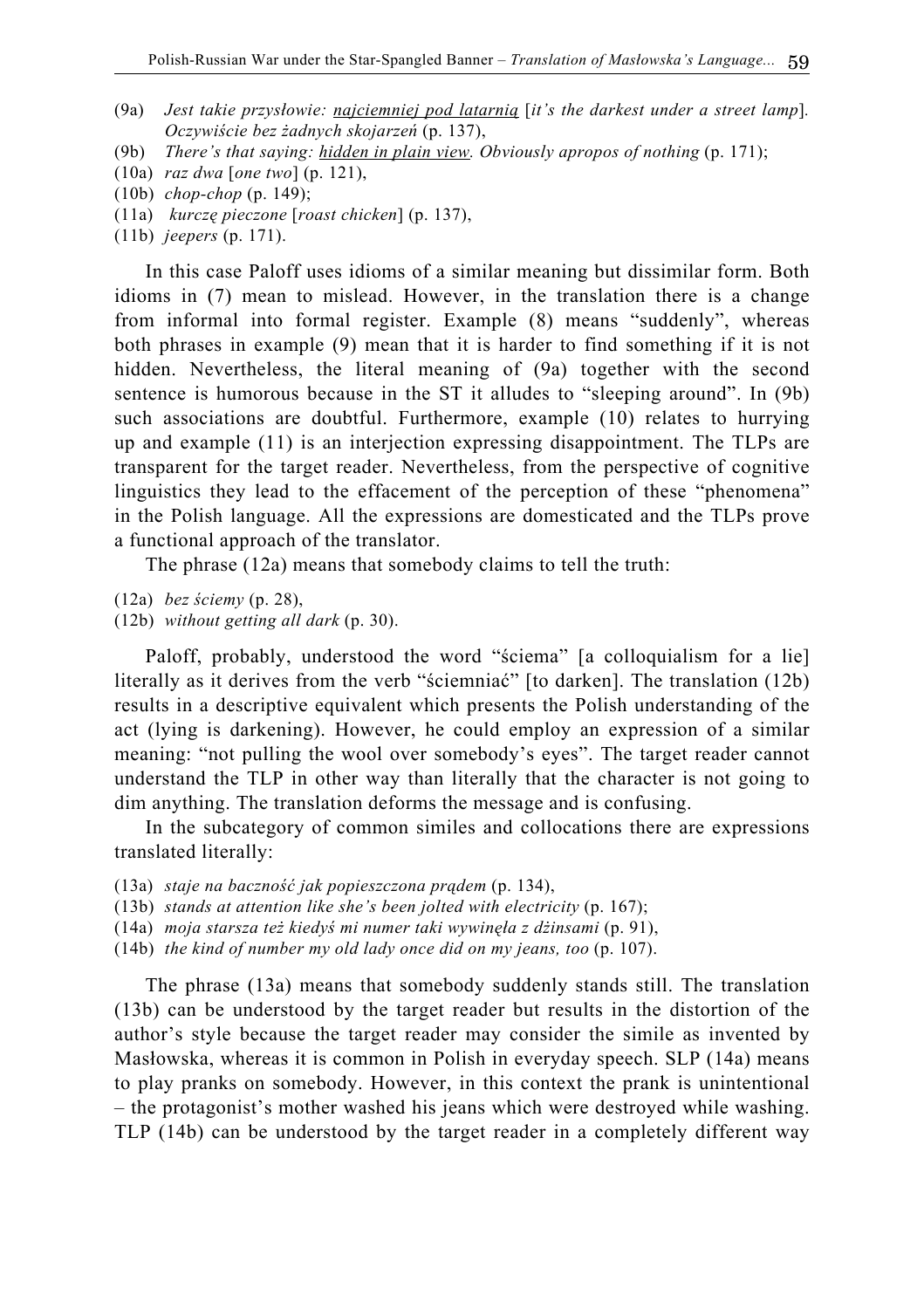(9a) *Jest takie przysłowie: najciemniej pod latarnią* [*it's the darkest under a street lamp*]. *Oczywiście bez żadnych skojarzeń* (p. 137),
(9b) *There's that saying: hidden in plain view. Obviously apropos of nothing* (p. 171);
(10a) *raz dwa* [*one two*] (p. 121),
(10b) *chop-chop* (p. 149);
(11a) *kurczę pieczone* [*roast chicken*] (p. 137),
(11b) *jeepers* (p. 171).

In this case Paloff uses idioms of a similar meaning but dissimilar form. Both idioms in (7) mean to mislead. However, in the translation there is a change from informal into formal register. Example (8) means "suddenly", whereas both phrases in example (9) mean that it is harder to find something if it is not hidden. Nevertheless, the literal meaning of (9a) together with the second sentence is humorous because in the ST it alludes to "sleeping around". In (9b) such associations are doubtful. Furthermore, example (10) relates to hurrying up and example (11) is an interjection expressing disappointment. The TLPs are transparent for the target reader. Nevertheless, from the perspective of cognitive linguistics they lead to the effacement of the perception of these "phenomena" in the Polish language. All the expressions are domesticated and the TLPs prove a functional approach of the translator.

The phrase (12a) means that somebody claims to tell the truth:

(12a) *bez ściemy* (p. 28),
(12b) *without getting all dark* (p. 30).

Paloff, probably, understood the word "ściema" [a colloquialism for a lie] literally as it derives from the verb "ściemniać" [to darken]. The translation (12b) results in a descriptive equivalent which presents the Polish understanding of the act (lying is darkening). However, he could employ an expression of a similar meaning: "not pulling the wool over somebody's eyes". The target reader cannot understand the TLP in other way than literally that the character is not going to dim anything. The translation deforms the message and is confusing.

In the subcategory of common similes and collocations there are expressions translated literally:

(13a) *staje na baczność jak popieszczona prądem* (p. 134),
(13b) *stands at attention like she's been jolted with electricity* (p. 167);
(14a) *moja starsza też kiedyś mi numer taki wywinęła z dżinsami* (p. 91),
(14b) *the kind of number my old lady once did on my jeans, too* (p. 107).

The phrase (13a) means that somebody suddenly stands still. The translation (13b) can be understood by the target reader but results in the distortion of the author's style because the target reader may consider the simile as invented by Masłowska, whereas it is common in Polish in everyday speech. SLP (14a) means to play pranks on somebody. However, in this context the prank is unintentional – the protagonist's mother washed his jeans which were destroyed while washing. TLP (14b) can be understood by the target reader in a completely different way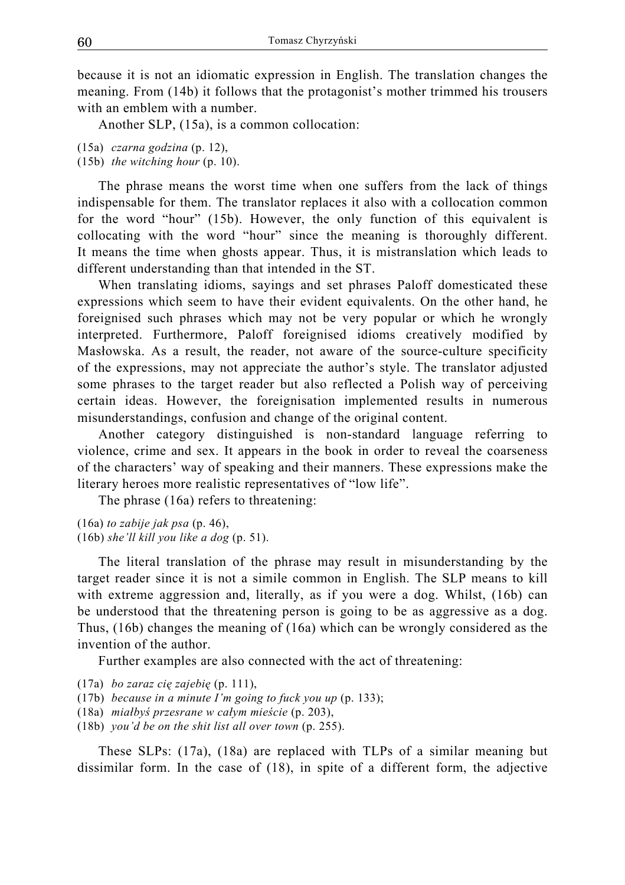because it is not an idiomatic expression in English. The translation changes the meaning. From (14b) it follows that the protagonist's mother trimmed his trousers with an emblem with a number.

Another SLP, (15a), is a common collocation:

(15a) *czarna godzina* (p. 12),
(15b) *the witching hour* (p. 10).

The phrase means the worst time when one suffers from the lack of things indispensable for them. The translator replaces it also with a collocation common for the word "hour" (15b). However, the only function of this equivalent is collocating with the word "hour" since the meaning is thoroughly different. It means the time when ghosts appear. Thus, it is mistranslation which leads to different understanding than that intended in the ST.

When translating idioms, sayings and set phrases Paloff domesticated these expressions which seem to have their evident equivalents. On the other hand, he foreignised such phrases which may not be very popular or which he wrongly interpreted. Furthermore, Paloff foreignised idioms creatively modified by Masłowska. As a result, the reader, not aware of the source-culture specificity of the expressions, may not appreciate the author's style. The translator adjusted some phrases to the target reader but also reflected a Polish way of perceiving certain ideas. However, the foreignisation implemented results in numerous misunderstandings, confusion and change of the original content.

Another category distinguished is non-standard language referring to violence, crime and sex. It appears in the book in order to reveal the coarseness of the characters' way of speaking and their manners. These expressions make the literary heroes more realistic representatives of "low life".

The phrase (16a) refers to threatening:

(16a) *to zabije jak psa* (p. 46),
(16b) *she'll kill you like a dog* (p. 51).

The literal translation of the phrase may result in misunderstanding by the target reader since it is not a simile common in English. The SLP means to kill with extreme aggression and, literally, as if you were a dog. Whilst, (16b) can be understood that the threatening person is going to be as aggressive as a dog. Thus, (16b) changes the meaning of (16a) which can be wrongly considered as the invention of the author.

Further examples are also connected with the act of threatening:

(17a) *bo zaraz cię zajebię* (p. 111),
(17b) *because in a minute I'm going to fuck you up* (p. 133);
(18a) *miałbyś przesrane w całym mieście* (p. 203),
(18b) *you'd be on the shit list all over town* (p. 255).

These SLPs: (17a), (18a) are replaced with TLPs of a similar meaning but dissimilar form. In the case of (18), in spite of a different form, the adjective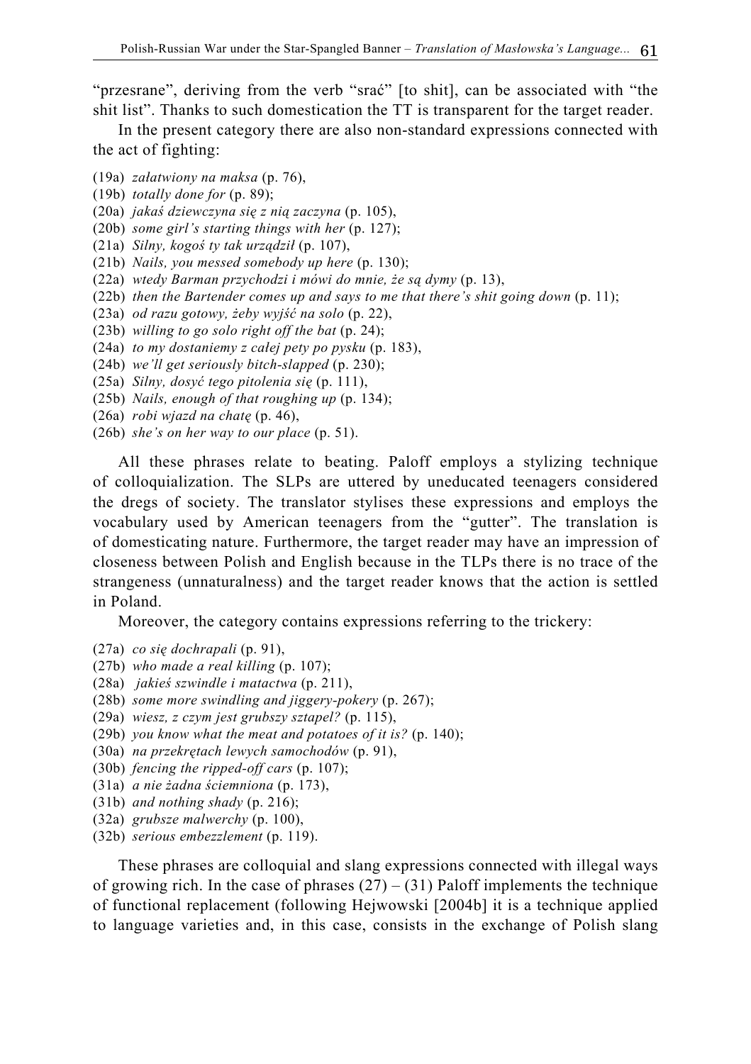"przesrane", deriving from the verb "srać" [to shit], can be associated with "the shit list". Thanks to such domestication the TT is transparent for the target reader.

In the present category there are also non-standard expressions connected with the act of fighting:

(19a) *załatwiony na maksa* (p. 76),
(19b) *totally done for* (p. 89);
(20a) *jakaś dziewczyna się z nią zaczyna* (p. 105),
(20b) *some girl's starting things with her* (p. 127);
(21a) *Silny, kogoś ty tak urządził* (p. 107),
(21b) *Nails, you messed somebody up here* (p. 130);
(22a) *wtedy Barman przychodzi i mówi do mnie, że są dymy* (p. 13),
(22b) *then the Bartender comes up and says to me that there's shit going down* (p. 11);
(23a) *od razu gotowy, żeby wyjść na solo* (p. 22),
(23b) *willing to go solo right off the bat* (p. 24);
(24a) *to my dostaniemy z całej pety po pysku* (p. 183),
(24b) *we'll get seriously bitch-slapped* (p. 230);
(25a) *Silny, dosyć tego pitolenia się* (p. 111),
(25b) *Nails, enough of that roughing up* (p. 134);
(26a) *robi wjazd na chatę* (p. 46),
(26b) *she's on her way to our place* (p. 51).

All these phrases relate to beating. Paloff employs a stylizing technique of colloquialization. The SLPs are uttered by uneducated teenagers considered the dregs of society. The translator stylises these expressions and employs the vocabulary used by American teenagers from the "gutter". The translation is of domesticating nature. Furthermore, the target reader may have an impression of closeness between Polish and English because in the TLPs there is no trace of the strangeness (unnaturalness) and the target reader knows that the action is settled in Poland.

Moreover, the category contains expressions referring to the trickery:

(27a) *co się dochrapali* (p. 91),
(27b) *who made a real killing* (p. 107);
(28a) *jakieś szwindle i matactwa* (p. 211),
(28b) *some more swindling and jiggery-pokery* (p. 267);
(29a) *wiesz, z czym jest grubszy sztapel?* (p. 115),
(29b) *you know what the meat and potatoes of it is?* (p. 140);
(30a) *na przekrętach lewych samochodów* (p. 91),
(30b) *fencing the ripped-off cars* (p. 107);
(31a) *a nie żadna ściemniona* (p. 173),
(31b) *and nothing shady* (p. 216);
(32a) *grubsze malwerchy* (p. 100),
(32b) *serious embezzlement* (p. 119).

These phrases are colloquial and slang expressions connected with illegal ways of growing rich. In the case of phrases (27) – (31) Paloff implements the technique of functional replacement (following Hejwowski [2004b] it is a technique applied to language varieties and, in this case, consists in the exchange of Polish slang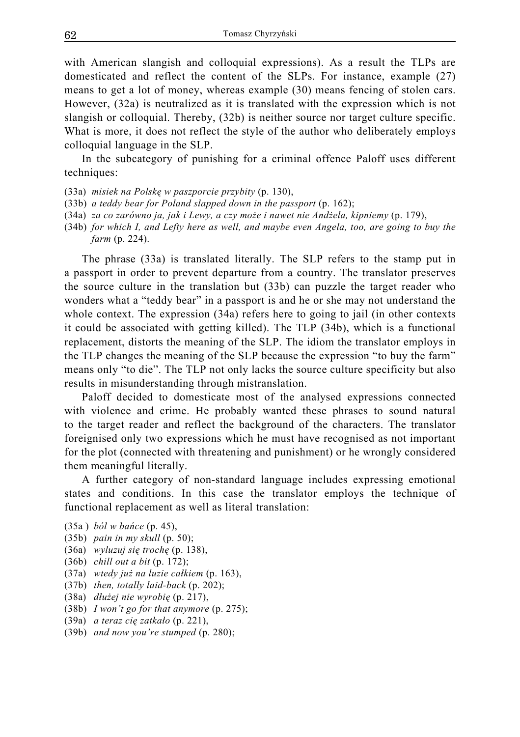with American slangish and colloquial expressions). As a result the TLPs are domesticated and reflect the content of the SLPs. For instance, example (27) means to get a lot of money, whereas example (30) means fencing of stolen cars. However, (32a) is neutralized as it is translated with the expression which is not slangish or colloquial. Thereby, (32b) is neither source nor target culture specific. What is more, it does not reflect the style of the author who deliberately employs colloquial language in the SLP.

In the subcategory of punishing for a criminal offence Paloff uses different techniques:

(33a) *misiek na Polskę w paszporcie przybity* (p. 130),
(33b) *a teddy bear for Poland slapped down in the passport* (p. 162);
(34a) *za co zarówno ja, jak i Lewy, a czy może i nawet nie Andżela, kipniemy* (p. 179),
(34b) *for which I, and Lefty here as well, and maybe even Angela, too, are going to buy the farm* (p. 224).

The phrase (33a) is translated literally. The SLP refers to the stamp put in a passport in order to prevent departure from a country. The translator preserves the source culture in the translation but (33b) can puzzle the target reader who wonders what a "teddy bear" in a passport is and he or she may not understand the whole context. The expression (34a) refers here to going to jail (in other contexts it could be associated with getting killed). The TLP (34b), which is a functional replacement, distorts the meaning of the SLP. The idiom the translator employs in the TLP changes the meaning of the SLP because the expression "to buy the farm" means only "to die". The TLP not only lacks the source culture specificity but also results in misunderstanding through mistranslation.

Paloff decided to domesticate most of the analysed expressions connected with violence and crime. He probably wanted these phrases to sound natural to the target reader and reflect the background of the characters. The translator foreignised only two expressions which he must have recognised as not important for the plot (connected with threatening and punishment) or he wrongly considered them meaningful literally.

A further category of non-standard language includes expressing emotional states and conditions. In this case the translator employs the technique of functional replacement as well as literal translation:

(35a ) *ból w bańce* (p. 45),
(35b) *pain in my skull* (p. 50);
(36a) *wyluzuj się trochę* (p. 138),
(36b) *chill out a bit* (p. 172);
(37a) *wtedy już na luzie całkiem* (p. 163),
(37b) *then, totally laid-back* (p. 202);
(38a) *dłużej nie wyrobię* (p. 217),
(38b) *I won't go for that anymore* (p. 275);
(39a) *a teraz cię zatkało* (p. 221),
(39b) *and now you're stumped* (p. 280);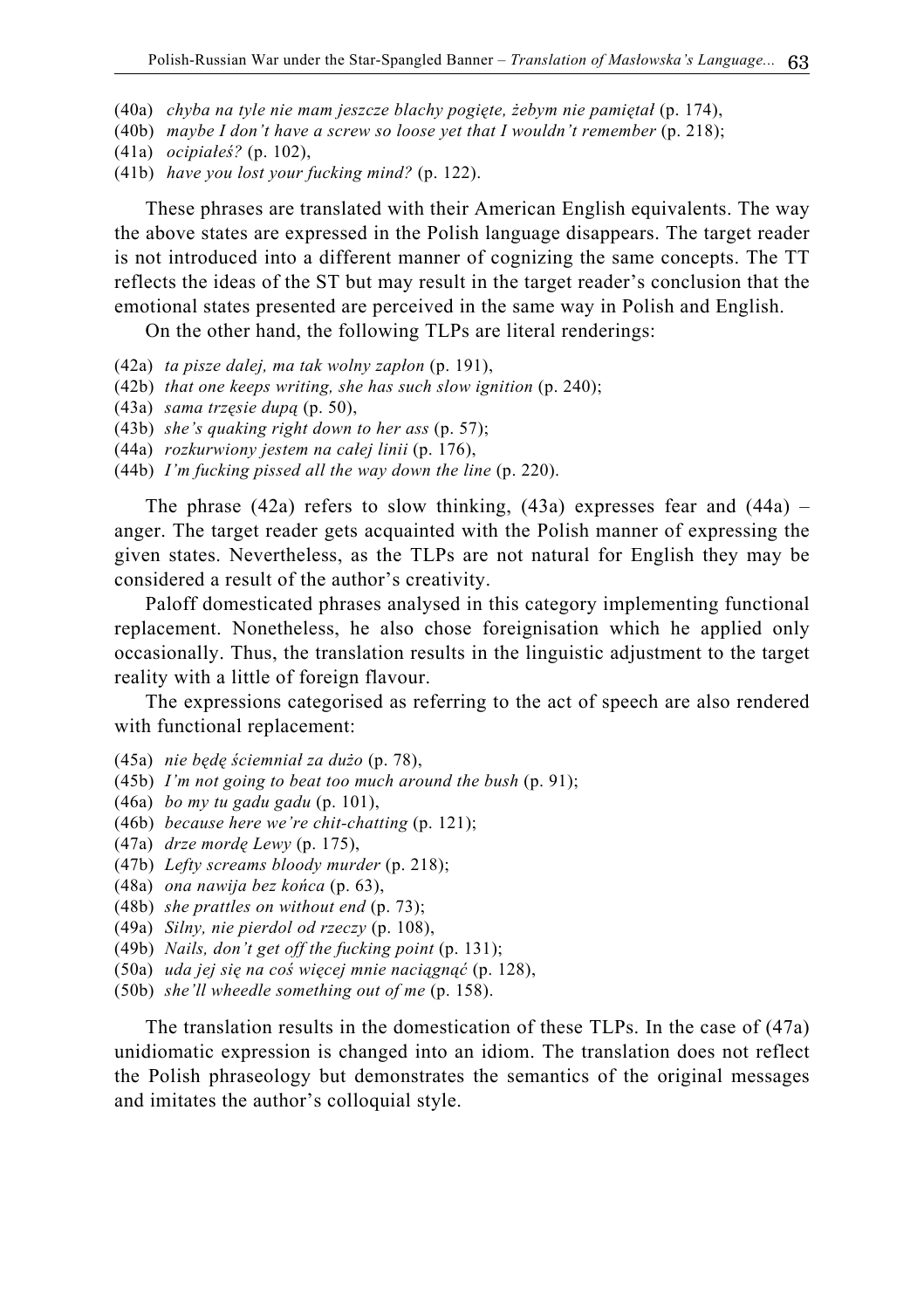(40a) *chyba na tyle nie mam jeszcze blachy pogięte, żebym nie pamiętał* (p. 174),
(40b) *maybe I don't have a screw so loose yet that I wouldn't remember* (p. 218);
(41a) *ocipiałeś?* (p. 102),
(41b) *have you lost your fucking mind?* (p. 122).

These phrases are translated with their American English equivalents. The way the above states are expressed in the Polish language disappears. The target reader is not introduced into a different manner of cognizing the same concepts. The TT reflects the ideas of the ST but may result in the target reader's conclusion that the emotional states presented are perceived in the same way in Polish and English.

On the other hand, the following TLPs are literal renderings:

(42a) *ta pisze dalej, ma tak wolny zapłon* (p. 191),
(42b) *that one keeps writing, she has such slow ignition* (p. 240);
(43a) *sama trzęsie dupą* (p. 50),
(43b) *she's quaking right down to her ass* (p. 57);
(44a) *rozkurwiony jestem na całej linii* (p. 176),
(44b) *I'm fucking pissed all the way down the line* (p. 220).

The phrase (42a) refers to slow thinking, (43a) expresses fear and (44a) – anger. The target reader gets acquainted with the Polish manner of expressing the given states. Nevertheless, as the TLPs are not natural for English they may be considered a result of the author's creativity.

Paloff domesticated phrases analysed in this category implementing functional replacement. Nonetheless, he also chose foreignisation which he applied only occasionally. Thus, the translation results in the linguistic adjustment to the target reality with a little of foreign flavour.

The expressions categorised as referring to the act of speech are also rendered with functional replacement:

(45a) *nie będę ściemniał za dużo* (p. 78),
(45b) *I'm not going to beat too much around the bush* (p. 91);
(46a) *bo my tu gadu gadu* (p. 101),
(46b) *because here we're chit-chatting* (p. 121);
(47a) *drze mordę Lewy* (p. 175),
(47b) *Lefty screams bloody murder* (p. 218);
(48a) *ona nawija bez końca* (p. 63),
(48b) *she prattles on without end* (p. 73);
(49a) *Silny, nie pierdol od rzeczy* (p. 108),
(49b) *Nails, don't get off the fucking point* (p. 131);
(50a) *uda jej się na coś więcej mnie naciągnąć* (p. 128),
(50b) *she'll wheedle something out of me* (p. 158).

The translation results in the domestication of these TLPs. In the case of (47a) unidiomatic expression is changed into an idiom. The translation does not reflect the Polish phraseology but demonstrates the semantics of the original messages and imitates the author's colloquial style.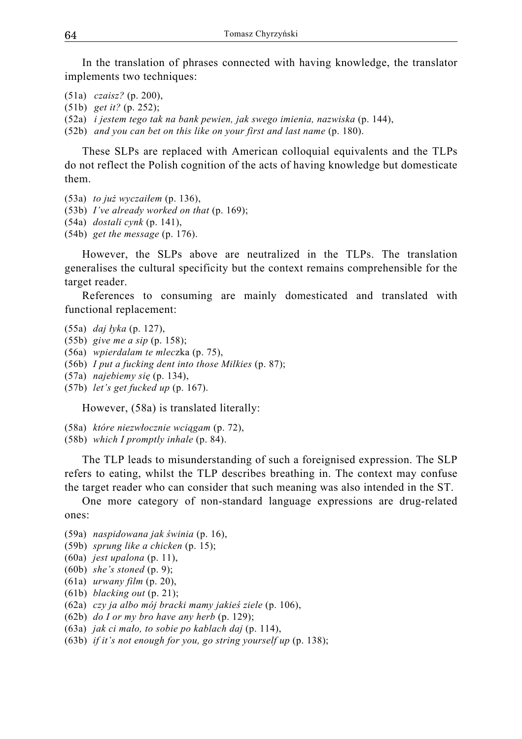In the translation of phrases connected with having knowledge, the translator implements two techniques:

(51a) *czaisz?* (p. 200),
(51b) *get it?* (p. 252);
(52a) *i jestem tego tak na bank pewien, jak swego imienia, nazwiska* (p. 144),
(52b) *and you can bet on this like on your first and last name* (p. 180).

These SLPs are replaced with American colloquial equivalents and the TLPs do not reflect the Polish cognition of the acts of having knowledge but domesticate them.

(53a) *to już wyczaiłem* (p. 136),
(53b) *I've already worked on that* (p. 169);
(54a) *dostali cynk* (p. 141),
(54b) *get the message* (p. 176).

However, the SLPs above are neutralized in the TLPs. The translation generalises the cultural specificity but the context remains comprehensible for the target reader.

References to consuming are mainly domesticated and translated with functional replacement:

(55a) *daj łyka* (p. 127),
(55b) *give me a sip* (p. 158);
(56a) *wpierdalam te mlec*zka (p. 75),
(56b) *I put a fucking dent into those Milkies* (p. 87);
(57a) *najebiemy się* (p. 134),
(57b) *let's get fucked up* (p. 167).

However, (58a) is translated literally:

(58a) *które niezwłocznie wciągam* (p. 72),
(58b) *which I promptly inhale* (p. 84).

The TLP leads to misunderstanding of such a foreignised expression. The SLP refers to eating, whilst the TLP describes breathing in. The context may confuse the target reader who can consider that such meaning was also intended in the ST.

One more category of non-standard language expressions are drug-related ones:

(59a) *naspidowana jak świnia* (p. 16),
(59b) *sprung like a chicken* (p. 15);
(60a) *jest upalona* (p. 11),
(60b) *she's stoned* (p. 9);
(61a) *urwany film* (p. 20),
(61b) *blacking out* (p. 21);
(62a) *czy ja albo mój bracki mamy jakieś ziele* (p. 106),
(62b) *do I or my bro have any herb* (p. 129);
(63a) *jak ci mało, to sobie po kablach daj* (p. 114),
(63b) *if it's not enough for you, go string yourself up* (p. 138);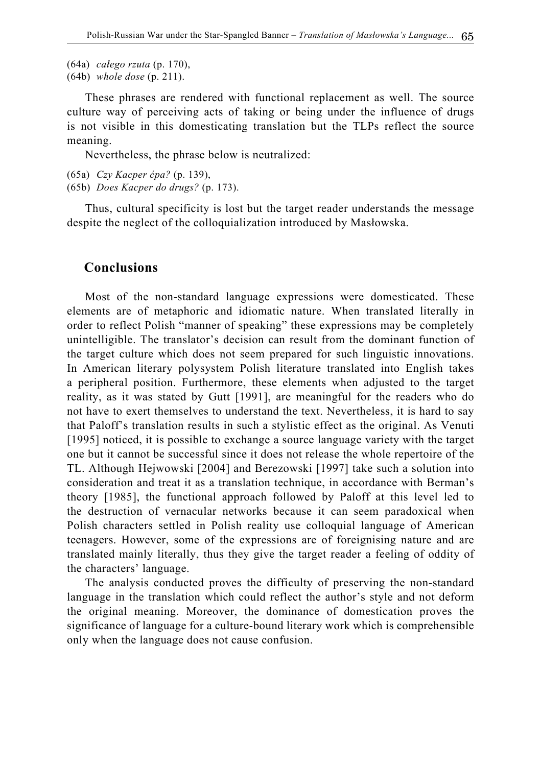(64a) *całego rzuta* (p. 170),
(64b) *whole dose* (p. 211).

These phrases are rendered with functional replacement as well. The source culture way of perceiving acts of taking or being under the influence of drugs is not visible in this domesticating translation but the TLPs reflect the source meaning.

Nevertheless, the phrase below is neutralized:

(65a) *Czy Kacper ćpa?* (p. 139),
(65b) *Does Kacper do drugs?* (p. 173).

Thus, cultural specificity is lost but the target reader understands the message despite the neglect of the colloquialization introduced by Masłowska.

## Conclusions

Most of the non-standard language expressions were domesticated. These elements are of metaphoric and idiomatic nature. When translated literally in order to reflect Polish "manner of speaking" these expressions may be completely unintelligible. The translator's decision can result from the dominant function of the target culture which does not seem prepared for such linguistic innovations. In American literary polysystem Polish literature translated into English takes a peripheral position. Furthermore, these elements when adjusted to the target reality, as it was stated by Gutt [1991], are meaningful for the readers who do not have to exert themselves to understand the text. Nevertheless, it is hard to say that Paloff's translation results in such a stylistic effect as the original. As Venuti [1995] noticed, it is possible to exchange a source language variety with the target one but it cannot be successful since it does not release the whole repertoire of the TL. Although Hejwowski [2004] and Berezowski [1997] take such a solution into consideration and treat it as a translation technique, in accordance with Berman's theory [1985], the functional approach followed by Paloff at this level led to the destruction of vernacular networks because it can seem paradoxical when Polish characters settled in Polish reality use colloquial language of American teenagers. However, some of the expressions are of foreignising nature and are translated mainly literally, thus they give the target reader a feeling of oddity of the characters' language.

The analysis conducted proves the difficulty of preserving the non-standard language in the translation which could reflect the author's style and not deform the original meaning. Moreover, the dominance of domestication proves the significance of language for a culture-bound literary work which is comprehensible only when the language does not cause confusion.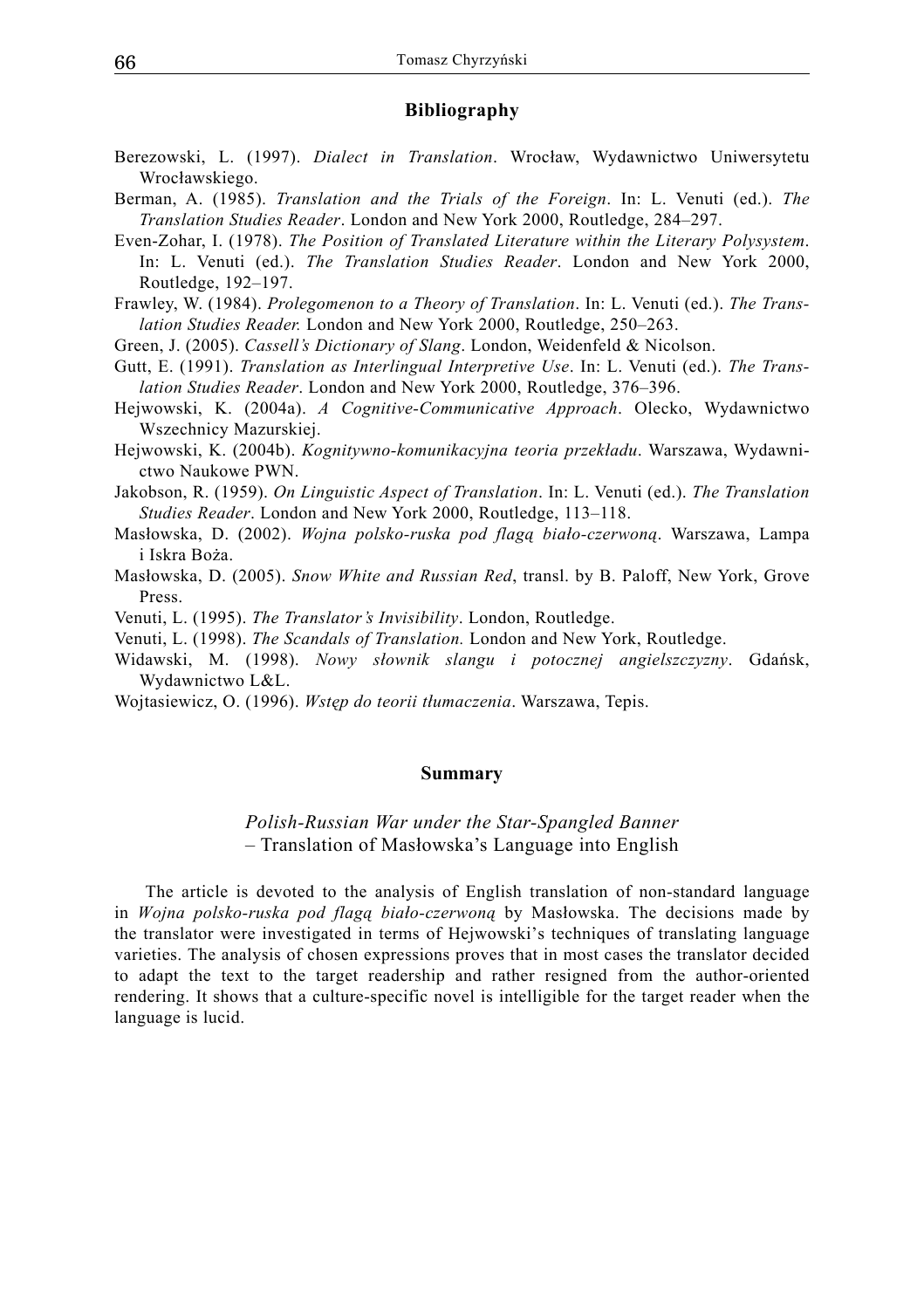## Bibliography

Berezowski, L. (1997). *Dialect in Translation*. Wrocław, Wydawnictwo Uniwersytetu Wrocławskiego.

Berman, A. (1985). *Translation and the Trials of the Foreign*. In: L. Venuti (ed.). *The Translation Studies Reader*. London and New York 2000, Routledge, 284–297.

Even-Zohar, I. (1978). *The Position of Translated Literature within the Literary Polysystem*. In: L. Venuti (ed.). *The Translation Studies Reader*. London and New York 2000, Routledge, 192–197.

Frawley, W. (1984). *Prolegomenon to a Theory of Translation*. In: L. Venuti (ed.). *The Translation Studies Reader.* London and New York 2000, Routledge, 250–263.

Green, J. (2005). *Cassell's Dictionary of Slang*. London, Weidenfeld & Nicolson.

Gutt, E. (1991). *Translation as Interlingual Interpretive Use*. In: L. Venuti (ed.). *The Translation Studies Reader*. London and New York 2000, Routledge, 376–396.

Hejwowski, K. (2004a). *A Cognitive-Communicative Approach*. Olecko, Wydawnictwo Wszechnicy Mazurskiej.

Hejwowski, K. (2004b). *Kognitywno-komunikacyjna teoria przekładu*. Warszawa, Wydawnictwo Naukowe PWN.

Jakobson, R. (1959). *On Linguistic Aspect of Translation*. In: L. Venuti (ed.). *The Translation Studies Reader*. London and New York 2000, Routledge, 113–118.

Masłowska, D. (2002). *Wojna polsko-ruska pod flagą biało-czerwoną*. Warszawa, Lampa i Iskra Boża.

Masłowska, D. (2005). *Snow White and Russian Red*, transl. by B. Paloff, New York, Grove Press.

Venuti, L. (1995). *The Translator's Invisibility*. London, Routledge.

Venuti, L. (1998). *The Scandals of Translation.* London and New York, Routledge.

Widawski, M. (1998). *Nowy słownik slangu i potocznej angielszczyzny*. Gdańsk, Wydawnictwo L&L.

Wojtasiewicz, O. (1996). *Wstęp do teorii tłumaczenia*. Warszawa, Tepis.

## Summary

*Polish-Russian War under the Star-Spangled Banner*
– Translation of Masłowska's Language into English

The article is devoted to the analysis of English translation of non-standard language in *Wojna polsko-ruska pod flagą biało-czerwoną* by Masłowska. The decisions made by the translator were investigated in terms of Hejwowski's techniques of translating language varieties. The analysis of chosen expressions proves that in most cases the translator decided to adapt the text to the target readership and rather resigned from the author-oriented rendering. It shows that a culture-specific novel is intelligible for the target reader when the language is lucid.